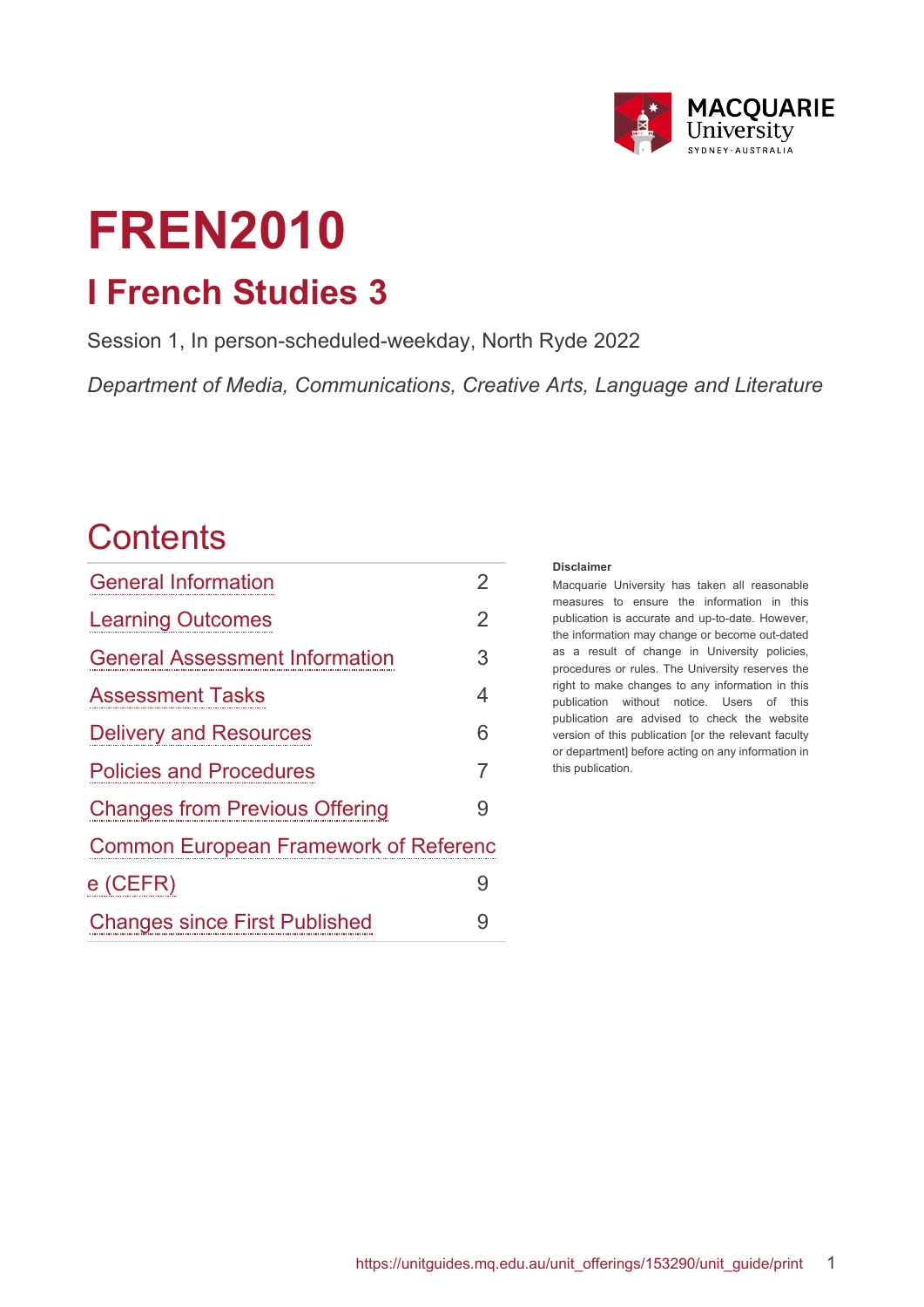# FREN2010

## I French Studies 3

Session 1, In person-scheduled-weekday, North Ryde 2022

*Department of Media, Communications, Creative Arts, Language and Literature*

## Contents

| | |
|---|---|
| General Information | 2 |
| Learning Outcomes | 2 |
| General Assessment Information | 3 |
| Assessment Tasks | 4 |
| Delivery and Resources | 6 |
| Policies and Procedures | 7 |
| Changes from Previous Offering | 9 |
| Common European Framework of Reference (CEFR) | 9 |
| Changes since First Published | 9 |

**Disclaimer**

Macquarie University has taken all reasonable measures to ensure the information in this publication is accurate and up-to-date. However, the information may change or become out-dated as a result of change in University policies, procedures or rules. The University reserves the right to make changes to any information in this publication without notice. Users of this publication are advised to check the website version of this publication [or the relevant faculty or department] before acting on any information in this publication.

https://unitguides.mq.edu.au/unit_offerings/153290/unit_guide/print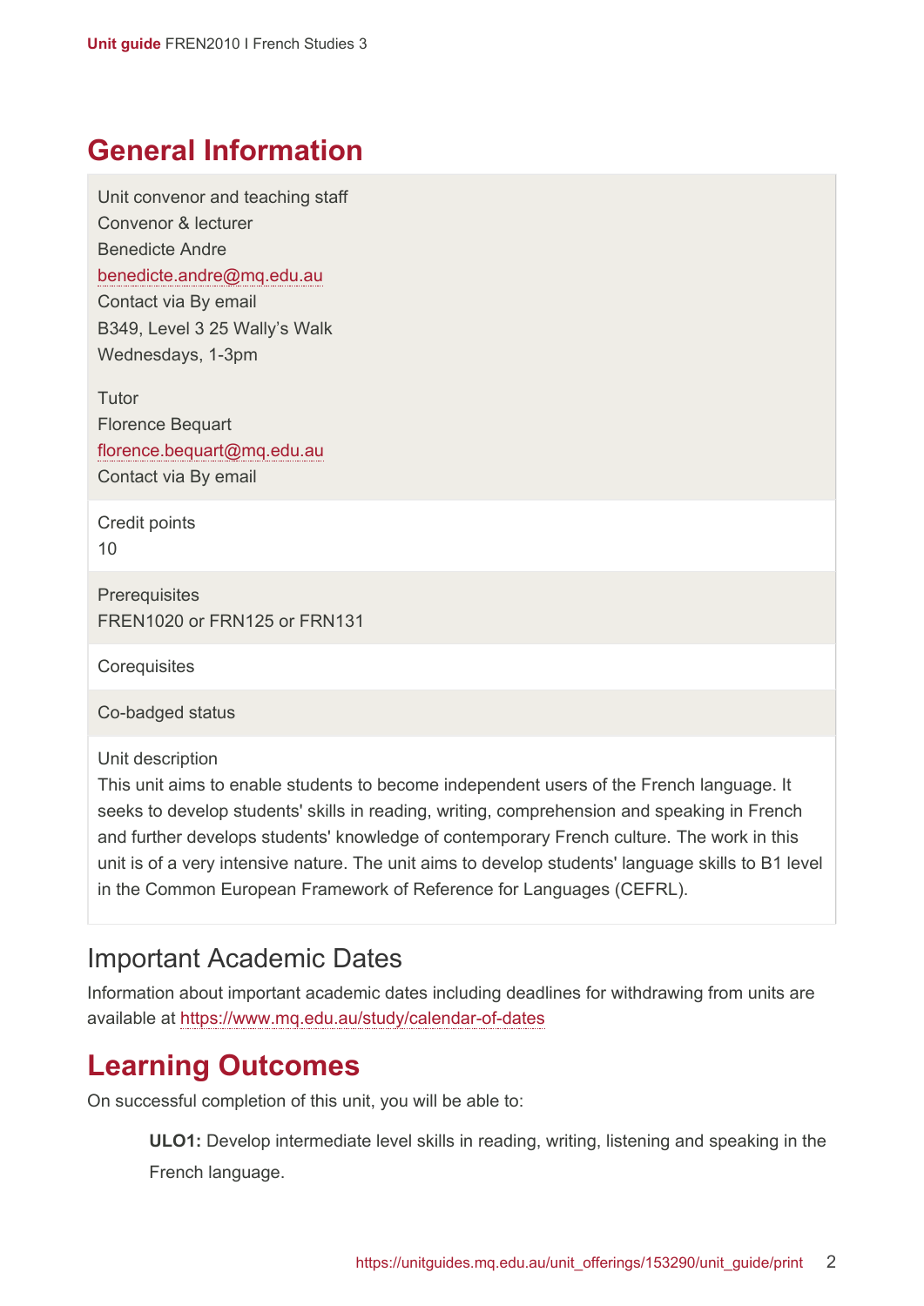# General Information

Unit convenor and teaching staff
Convenor & lecturer
Benedicte Andre
benedicte.andre@mq.edu.au
Contact via By email
B349, Level 3 25 Wally's Walk
Wednesdays, 1-3pm

Tutor
Florence Bequart
florence.bequart@mq.edu.au
Contact via By email

Credit points
10

Prerequisites
FREN1020 or FRN125 or FRN131

Corequisites

Co-badged status

Unit description
This unit aims to enable students to become independent users of the French language. It seeks to develop students' skills in reading, writing, comprehension and speaking in French and further develops students' knowledge of contemporary French culture. The work in this unit is of a very intensive nature. The unit aims to develop students' language skills to B1 level in the Common European Framework of Reference for Languages (CEFRL).

## Important Academic Dates

Information about important academic dates including deadlines for withdrawing from units are available at https://www.mq.edu.au/study/calendar-of-dates

# Learning Outcomes

On successful completion of this unit, you will be able to:

**ULO1:** Develop intermediate level skills in reading, writing, listening and speaking in the French language.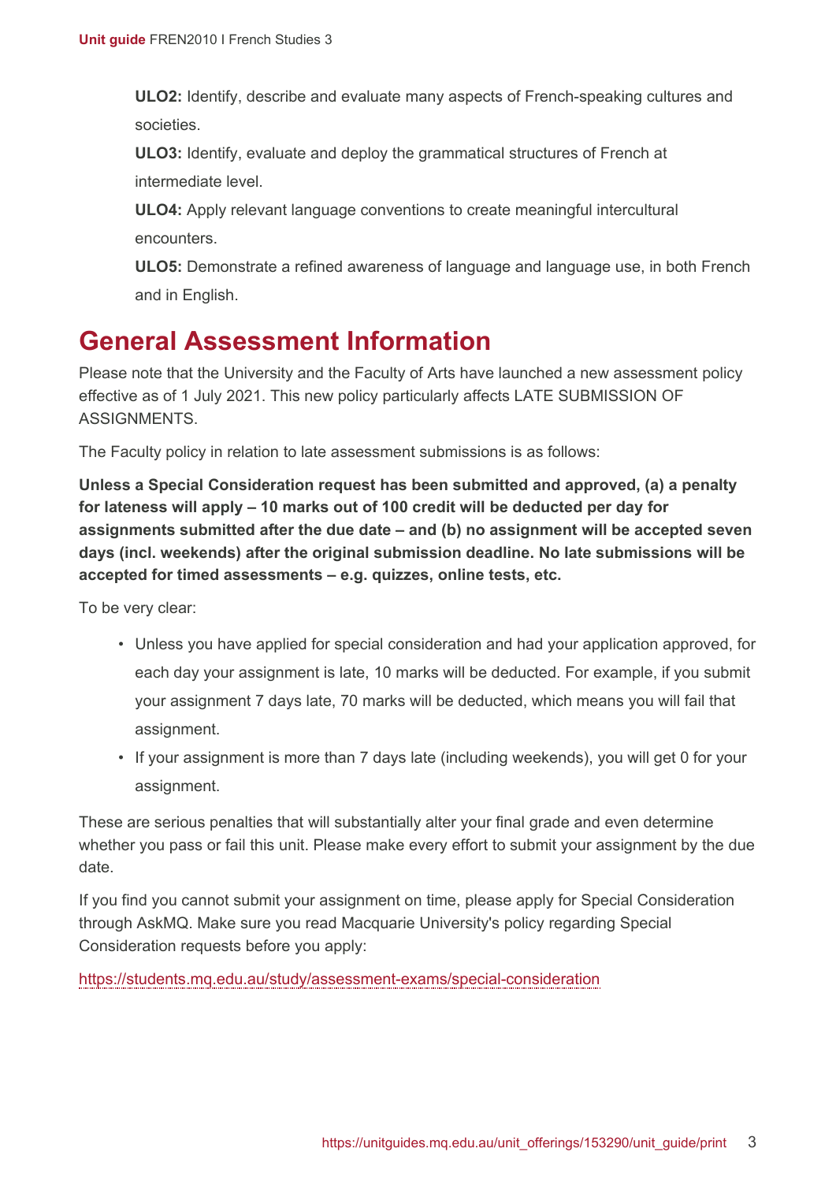**ULO2:** Identify, describe and evaluate many aspects of French-speaking cultures and societies.

**ULO3:** Identify, evaluate and deploy the grammatical structures of French at intermediate level.

**ULO4:** Apply relevant language conventions to create meaningful intercultural encounters.

**ULO5:** Demonstrate a refined awareness of language and language use, in both French and in English.

# General Assessment Information

Please note that the University and the Faculty of Arts have launched a new assessment policy effective as of 1 July 2021. This new policy particularly affects LATE SUBMISSION OF ASSIGNMENTS.

The Faculty policy in relation to late assessment submissions is as follows:

**Unless a Special Consideration request has been submitted and approved, (a) a penalty for lateness will apply – 10 marks out of 100 credit will be deducted per day for assignments submitted after the due date – and (b) no assignment will be accepted seven days (incl. weekends) after the original submission deadline. No late submissions will be accepted for timed assessments – e.g. quizzes, online tests, etc.**

To be very clear:

- Unless you have applied for special consideration and had your application approved, for each day your assignment is late, 10 marks will be deducted. For example, if you submit your assignment 7 days late, 70 marks will be deducted, which means you will fail that assignment.
- If your assignment is more than 7 days late (including weekends), you will get 0 for your assignment.

These are serious penalties that will substantially alter your final grade and even determine whether you pass or fail this unit. Please make every effort to submit your assignment by the due date.

If you find you cannot submit your assignment on time, please apply for Special Consideration through AskMQ. Make sure you read Macquarie University's policy regarding Special Consideration requests before you apply:

https://students.mq.edu.au/study/assessment-exams/special-consideration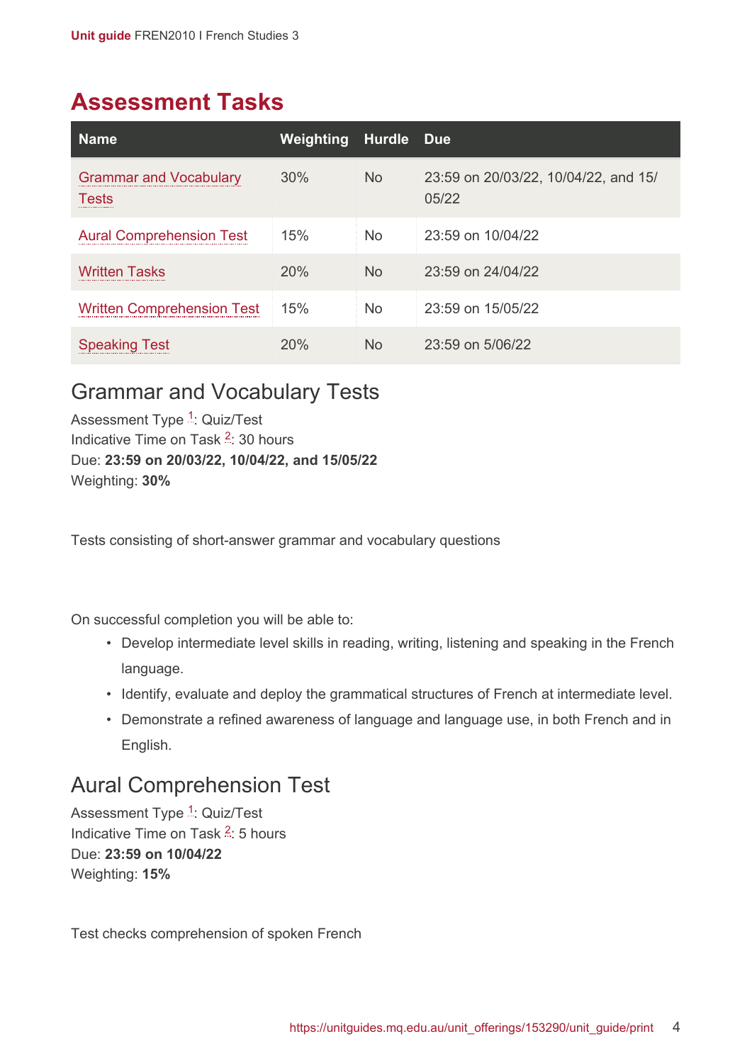# Assessment Tasks

| Name | Weighting | Hurdle | Due |
|---|---|---|---|
| Grammar and Vocabulary Tests | 30% | No | 23:59 on 20/03/22, 10/04/22, and 15/05/22 |
| Aural Comprehension Test | 15% | No | 23:59 on 10/04/22 |
| Written Tasks | 20% | No | 23:59 on 24/04/22 |
| Written Comprehension Test | 15% | No | 23:59 on 15/05/22 |
| Speaking Test | 20% | No | 23:59 on 5/06/22 |

## Grammar and Vocabulary Tests

Assessment Type [1]: Quiz/Test
Indicative Time on Task [2]: 30 hours
Due: **23:59 on 20/03/22, 10/04/22, and 15/05/22**
Weighting: **30%**

Tests consisting of short-answer grammar and vocabulary questions

On successful completion you will be able to:

- Develop intermediate level skills in reading, writing, listening and speaking in the French language.
- Identify, evaluate and deploy the grammatical structures of French at intermediate level.
- Demonstrate a refined awareness of language and language use, in both French and in English.

## Aural Comprehension Test

Assessment Type [1]: Quiz/Test
Indicative Time on Task [2]: 5 hours
Due: **23:59 on 10/04/22**
Weighting: **15%**

Test checks comprehension of spoken French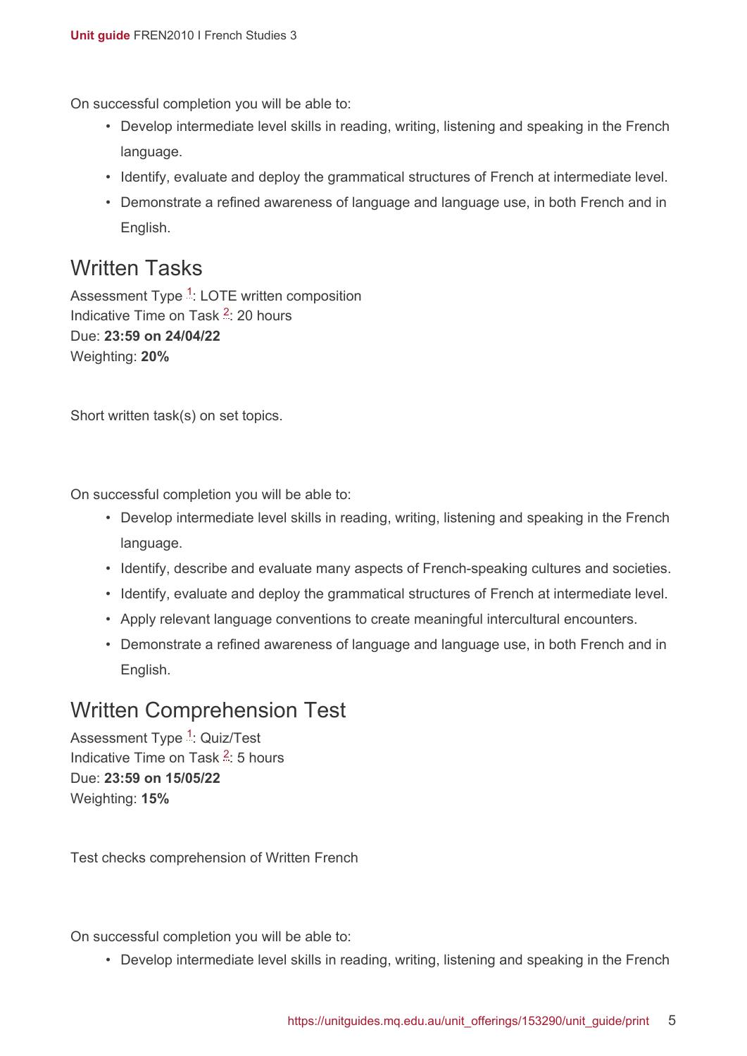On successful completion you will be able to:

- Develop intermediate level skills in reading, writing, listening and speaking in the French language.
- Identify, evaluate and deploy the grammatical structures of French at intermediate level.
- Demonstrate a refined awareness of language and language use, in both French and in English.

## Written Tasks

Assessment Type [1]: LOTE written composition
Indicative Time on Task [2]: 20 hours
Due: **23:59 on 24/04/22**
Weighting: **20%**

Short written task(s) on set topics.

On successful completion you will be able to:

- Develop intermediate level skills in reading, writing, listening and speaking in the French language.
- Identify, describe and evaluate many aspects of French-speaking cultures and societies.
- Identify, evaluate and deploy the grammatical structures of French at intermediate level.
- Apply relevant language conventions to create meaningful intercultural encounters.
- Demonstrate a refined awareness of language and language use, in both French and in English.

## Written Comprehension Test

Assessment Type [1]: Quiz/Test
Indicative Time on Task [2]: 5 hours
Due: **23:59 on 15/05/22**
Weighting: **15%**

Test checks comprehension of Written French

On successful completion you will be able to:

- Develop intermediate level skills in reading, writing, listening and speaking in the French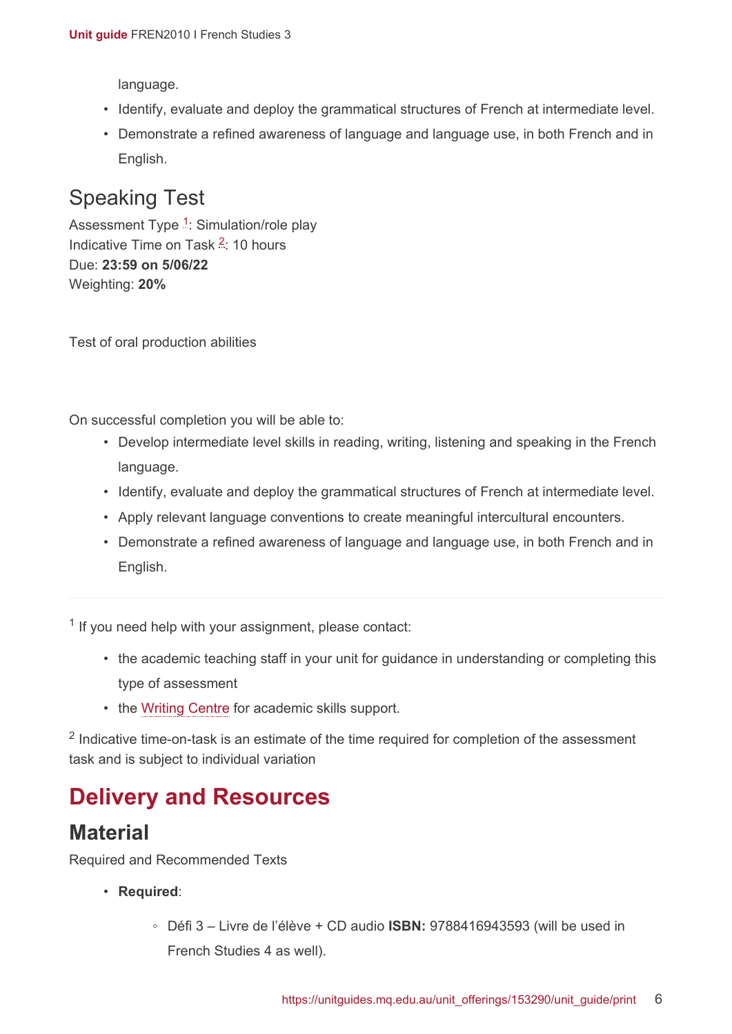language.

- Identify, evaluate and deploy the grammatical structures of French at intermediate level.
- Demonstrate a refined awareness of language and language use, in both French and in English.

## Speaking Test

Assessment Type [1]: Simulation/role play
Indicative Time on Task [2]: 10 hours
Due: **23:59 on 5/06/22**
Weighting: **20%**

Test of oral production abilities

On successful completion you will be able to:

- Develop intermediate level skills in reading, writing, listening and speaking in the French language.
- Identify, evaluate and deploy the grammatical structures of French at intermediate level.
- Apply relevant language conventions to create meaningful intercultural encounters.
- Demonstrate a refined awareness of language and language use, in both French and in English.

---

[1] If you need help with your assignment, please contact:

- the academic teaching staff in your unit for guidance in understanding or completing this type of assessment
- the Writing Centre for academic skills support.

[2] Indicative time-on-task is an estimate of the time required for completion of the assessment task and is subject to individual variation

# Delivery and Resources

## Material

Required and Recommended Texts

- **Required**:
    - Défi 3 – Livre de l'élève + CD audio **ISBN:** 9788416943593 (will be used in French Studies 4 as well).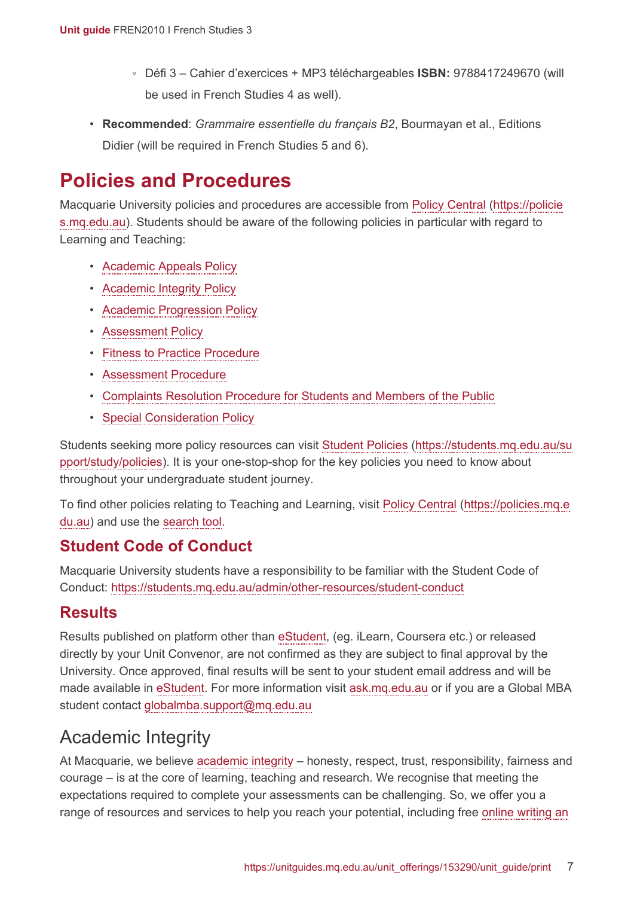- Défi 3 – Cahier d'exercices + MP3 téléchargeables **ISBN:** 9788417249670 (will be used in French Studies 4 as well).

- **Recommended**: *Grammaire essentielle du français B2*, Bourmayan et al., Editions Didier (will be required in French Studies 5 and 6).

# Policies and Procedures

Macquarie University policies and procedures are accessible from Policy Central (https://policies.mq.edu.au). Students should be aware of the following policies in particular with regard to Learning and Teaching:

- Academic Appeals Policy
- Academic Integrity Policy
- Academic Progression Policy
- Assessment Policy
- Fitness to Practice Procedure
- Assessment Procedure
- Complaints Resolution Procedure for Students and Members of the Public
- Special Consideration Policy

Students seeking more policy resources can visit Student Policies (https://students.mq.edu.au/support/study/policies). It is your one-stop-shop for the key policies you need to know about throughout your undergraduate student journey.

To find other policies relating to Teaching and Learning, visit Policy Central (https://policies.mq.edu.au) and use the search tool.

## Student Code of Conduct

Macquarie University students have a responsibility to be familiar with the Student Code of Conduct: https://students.mq.edu.au/admin/other-resources/student-conduct

## Results

Results published on platform other than eStudent, (eg. iLearn, Coursera etc.) or released directly by your Unit Convenor, are not confirmed as they are subject to final approval by the University. Once approved, final results will be sent to your student email address and will be made available in eStudent. For more information visit ask.mq.edu.au or if you are a Global MBA student contact globalmba.support@mq.edu.au

## Academic Integrity

At Macquarie, we believe academic integrity – honesty, respect, trust, responsibility, fairness and courage – is at the core of learning, teaching and research. We recognise that meeting the expectations required to complete your assessments can be challenging. So, we offer you a range of resources and services to help you reach your potential, including free online writing an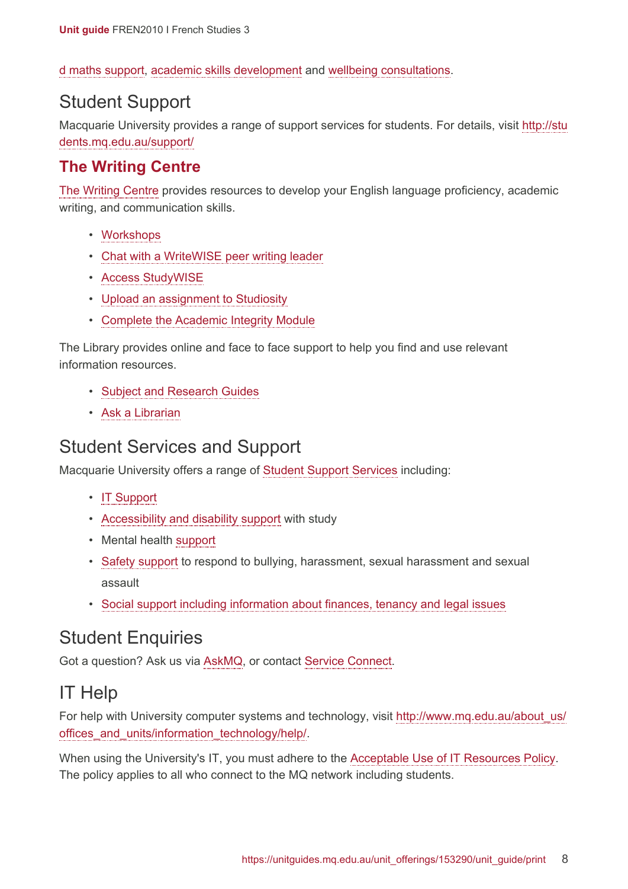d maths support, academic skills development and wellbeing consultations.

## Student Support

Macquarie University provides a range of support services for students. For details, visit http://students.mq.edu.au/support/

### The Writing Centre

The Writing Centre provides resources to develop your English language proficiency, academic writing, and communication skills.

- Workshops
- Chat with a WriteWISE peer writing leader
- Access StudyWISE
- Upload an assignment to Studiosity
- Complete the Academic Integrity Module

The Library provides online and face to face support to help you find and use relevant information resources.

- Subject and Research Guides
- Ask a Librarian

## Student Services and Support

Macquarie University offers a range of Student Support Services including:

- IT Support
- Accessibility and disability support with study
- Mental health support
- Safety support to respond to bullying, harassment, sexual harassment and sexual assault
- Social support including information about finances, tenancy and legal issues

## Student Enquiries

Got a question? Ask us via AskMQ, or contact Service Connect.

## IT Help

For help with University computer systems and technology, visit http://www.mq.edu.au/about_us/offices_and_units/information_technology/help/.

When using the University's IT, you must adhere to the Acceptable Use of IT Resources Policy. The policy applies to all who connect to the MQ network including students.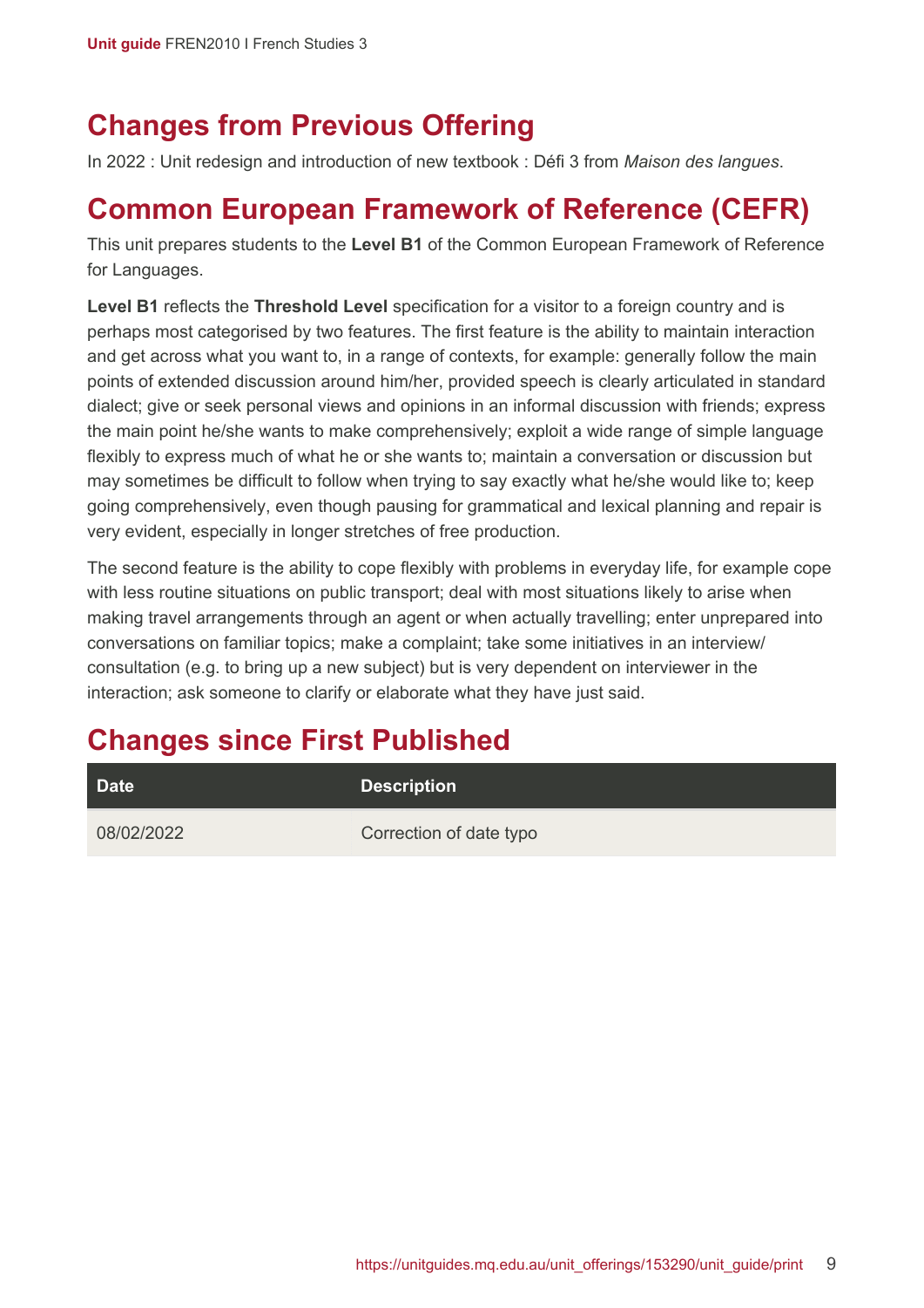## Changes from Previous Offering

In 2022 : Unit redesign and introduction of new textbook : Défi 3 from *Maison des langues*.

## Common European Framework of Reference (CEFR)

This unit prepares students to the **Level B1** of the Common European Framework of Reference for Languages.

**Level B1** reflects the **Threshold Level** specification for a visitor to a foreign country and is perhaps most categorised by two features. The first feature is the ability to maintain interaction and get across what you want to, in a range of contexts, for example: generally follow the main points of extended discussion around him/her, provided speech is clearly articulated in standard dialect; give or seek personal views and opinions in an informal discussion with friends; express the main point he/she wants to make comprehensively; exploit a wide range of simple language flexibly to express much of what he or she wants to; maintain a conversation or discussion but may sometimes be difficult to follow when trying to say exactly what he/she would like to; keep going comprehensively, even though pausing for grammatical and lexical planning and repair is very evident, especially in longer stretches of free production.

The second feature is the ability to cope flexibly with problems in everyday life, for example cope with less routine situations on public transport; deal with most situations likely to arise when making travel arrangements through an agent or when actually travelling; enter unprepared into conversations on familiar topics; make a complaint; take some initiatives in an interview/ consultation (e.g. to bring up a new subject) but is very dependent on interviewer in the interaction; ask someone to clarify or elaborate what they have just said.

## Changes since First Published

| Date | Description |
| --- | --- |
| 08/02/2022 | Correction of date typo |